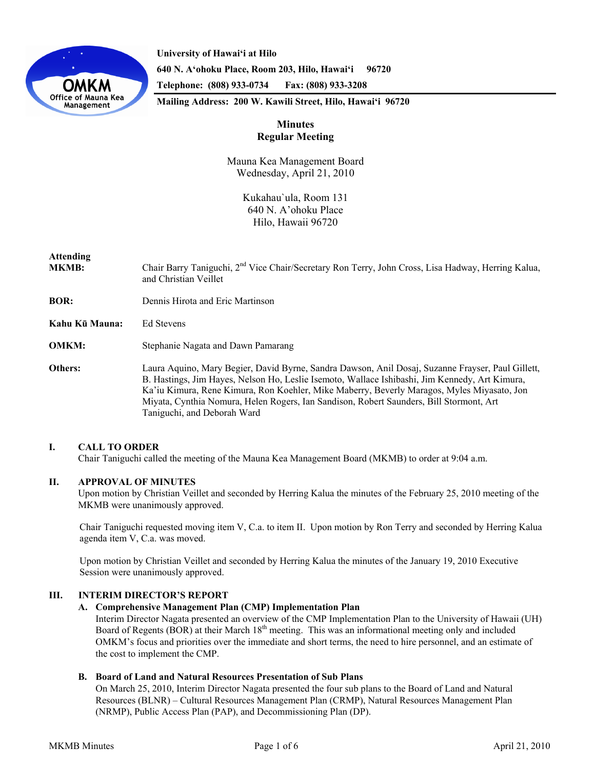University of Hawai'i at Hilo
640 N. A'ohoku Place, Room 203, Hilo, Hawai'i 96720
Telephone: (808) 933-0734 Fax: (808) 933-3208
Mailing Address: 200 W. Kawili Street, Hilo, Hawai'i 96720

# Minutes
## Regular Meeting

Mauna Kea Management Board
Wednesday, April 21, 2010

Kukahau`ula, Room 131
640 N. A'ohoku Place
Hilo, Hawaii 96720

**Attending**

**MKMB:** Chair Barry Taniguchi, 2nd Vice Chair/Secretary Ron Terry, John Cross, Lisa Hadway, Herring Kalua, and Christian Veillet

**BOR:** Dennis Hirota and Eric Martinson

**Kahu Kū Mauna:** Ed Stevens

**OMKM:** Stephanie Nagata and Dawn Pamarang

**Others:** Laura Aquino, Mary Begier, David Byrne, Sandra Dawson, Anil Dosaj, Suzanne Frayser, Paul Gillett, B. Hastings, Jim Hayes, Nelson Ho, Leslie Isemoto, Wallace Ishibashi, Jim Kennedy, Art Kimura, Ka'iu Kimura, Rene Kimura, Ron Koehler, Mike Maberry, Beverly Maragos, Myles Miyasato, Jon Miyata, Cynthia Nomura, Helen Rogers, Ian Sandison, Robert Saunders, Bill Stormont, Art Taniguchi, and Deborah Ward

## I. CALL TO ORDER

Chair Taniguchi called the meeting of the Mauna Kea Management Board (MKMB) to order at 9:04 a.m.

## II. APPROVAL OF MINUTES

Upon motion by Christian Veillet and seconded by Herring Kalua the minutes of the February 25, 2010 meeting of the MKMB were unanimously approved.

Chair Taniguchi requested moving item V, C.a. to item II. Upon motion by Ron Terry and seconded by Herring Kalua agenda item V, C.a. was moved.

Upon motion by Christian Veillet and seconded by Herring Kalua the minutes of the January 19, 2010 Executive Session were unanimously approved.

## III. INTERIM DIRECTOR'S REPORT

### A. Comprehensive Management Plan (CMP) Implementation Plan

Interim Director Nagata presented an overview of the CMP Implementation Plan to the University of Hawaii (UH) Board of Regents (BOR) at their March 18th meeting. This was an informational meeting only and included OMKM's focus and priorities over the immediate and short terms, the need to hire personnel, and an estimate of the cost to implement the CMP.

### B. Board of Land and Natural Resources Presentation of Sub Plans

On March 25, 2010, Interim Director Nagata presented the four sub plans to the Board of Land and Natural Resources (BLNR) – Cultural Resources Management Plan (CRMP), Natural Resources Management Plan (NRMP), Public Access Plan (PAP), and Decommissioning Plan (DP).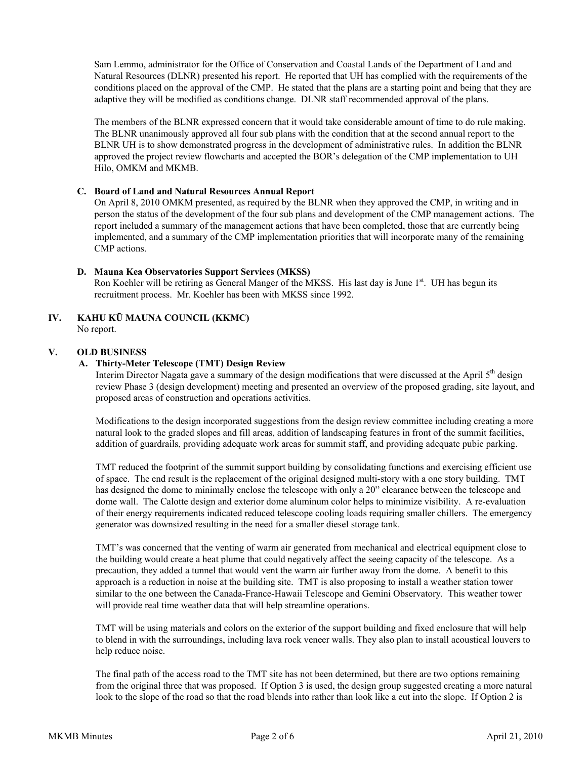Sam Lemmo, administrator for the Office of Conservation and Coastal Lands of the Department of Land and Natural Resources (DLNR) presented his report. He reported that UH has complied with the requirements of the conditions placed on the approval of the CMP. He stated that the plans are a starting point and being that they are adaptive they will be modified as conditions change. DLNR staff recommended approval of the plans.

The members of the BLNR expressed concern that it would take considerable amount of time to do rule making. The BLNR unanimously approved all four sub plans with the condition that at the second annual report to the BLNR UH is to show demonstrated progress in the development of administrative rules. In addition the BLNR approved the project review flowcharts and accepted the BOR's delegation of the CMP implementation to UH Hilo, OMKM and MKMB.

**C. Board of Land and Natural Resources Annual Report**

On April 8, 2010 OMKM presented, as required by the BLNR when they approved the CMP, in writing and in person the status of the development of the four sub plans and development of the CMP management actions. The report included a summary of the management actions that have been completed, those that are currently being implemented, and a summary of the CMP implementation priorities that will incorporate many of the remaining CMP actions.

**D. Mauna Kea Observatories Support Services (MKSS)**

Ron Koehler will be retiring as General Manger of the MKSS. His last day is June 1st. UH has begun its recruitment process. Mr. Koehler has been with MKSS since 1992.

## IV. KAHU KŪ MAUNA COUNCIL (KKMC)

No report.

## V. OLD BUSINESS

**A. Thirty-Meter Telescope (TMT) Design Review**

Interim Director Nagata gave a summary of the design modifications that were discussed at the April 5th design review Phase 3 (design development) meeting and presented an overview of the proposed grading, site layout, and proposed areas of construction and operations activities.

Modifications to the design incorporated suggestions from the design review committee including creating a more natural look to the graded slopes and fill areas, addition of landscaping features in front of the summit facilities, addition of guardrails, providing adequate work areas for summit staff, and providing adequate pubic parking.

TMT reduced the footprint of the summit support building by consolidating functions and exercising efficient use of space. The end result is the replacement of the original designed multi-story with a one story building. TMT has designed the dome to minimally enclose the telescope with only a 20" clearance between the telescope and dome wall. The Calotte design and exterior dome aluminum color helps to minimize visibility. A re-evaluation of their energy requirements indicated reduced telescope cooling loads requiring smaller chillers. The emergency generator was downsized resulting in the need for a smaller diesel storage tank.

TMT's was concerned that the venting of warm air generated from mechanical and electrical equipment close to the building would create a heat plume that could negatively affect the seeing capacity of the telescope. As a precaution, they added a tunnel that would vent the warm air further away from the dome. A benefit to this approach is a reduction in noise at the building site. TMT is also proposing to install a weather station tower similar to the one between the Canada-France-Hawaii Telescope and Gemini Observatory. This weather tower will provide real time weather data that will help streamline operations.

TMT will be using materials and colors on the exterior of the support building and fixed enclosure that will help to blend in with the surroundings, including lava rock veneer walls. They also plan to install acoustical louvers to help reduce noise.

The final path of the access road to the TMT site has not been determined, but there are two options remaining from the original three that was proposed. If Option 3 is used, the design group suggested creating a more natural look to the slope of the road so that the road blends into rather than look like a cut into the slope. If Option 2 is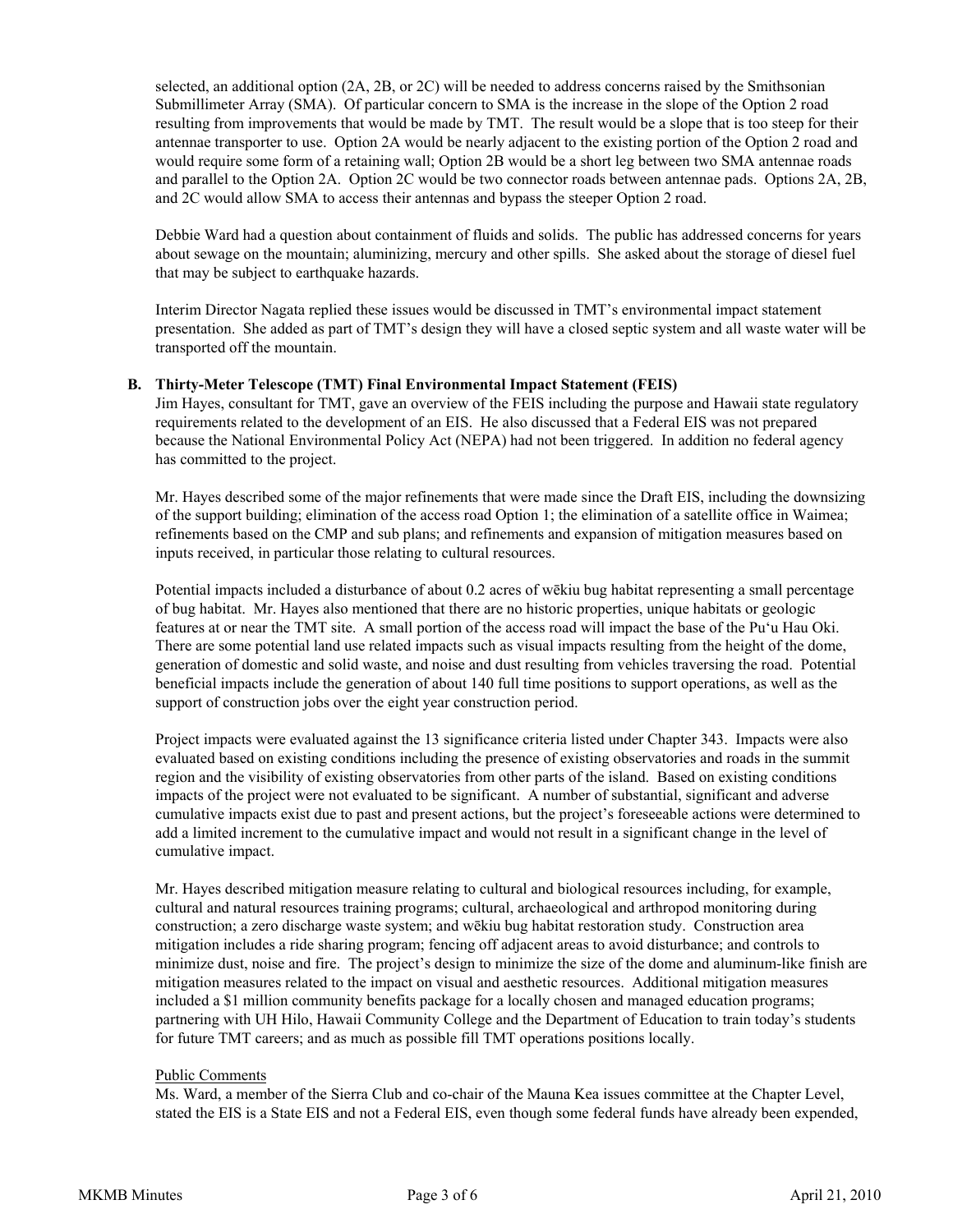selected, an additional option (2A, 2B, or 2C) will be needed to address concerns raised by the Smithsonian Submillimeter Array (SMA). Of particular concern to SMA is the increase in the slope of the Option 2 road resulting from improvements that would be made by TMT. The result would be a slope that is too steep for their antennae transporter to use. Option 2A would be nearly adjacent to the existing portion of the Option 2 road and would require some form of a retaining wall; Option 2B would be a short leg between two SMA antennae roads and parallel to the Option 2A. Option 2C would be two connector roads between antennae pads. Options 2A, 2B, and 2C would allow SMA to access their antennas and bypass the steeper Option 2 road.

Debbie Ward had a question about containment of fluids and solids. The public has addressed concerns for years about sewage on the mountain; aluminizing, mercury and other spills. She asked about the storage of diesel fuel that may be subject to earthquake hazards.

Interim Director Nagata replied these issues would be discussed in TMT's environmental impact statement presentation. She added as part of TMT's design they will have a closed septic system and all waste water will be transported off the mountain.

**B. Thirty-Meter Telescope (TMT) Final Environmental Impact Statement (FEIS)**

Jim Hayes, consultant for TMT, gave an overview of the FEIS including the purpose and Hawaii state regulatory requirements related to the development of an EIS. He also discussed that a Federal EIS was not prepared because the National Environmental Policy Act (NEPA) had not been triggered. In addition no federal agency has committed to the project.

Mr. Hayes described some of the major refinements that were made since the Draft EIS, including the downsizing of the support building; elimination of the access road Option 1; the elimination of a satellite office in Waimea; refinements based on the CMP and sub plans; and refinements and expansion of mitigation measures based on inputs received, in particular those relating to cultural resources.

Potential impacts included a disturbance of about 0.2 acres of wēkiu bug habitat representing a small percentage of bug habitat. Mr. Hayes also mentioned that there are no historic properties, unique habitats or geologic features at or near the TMT site. A small portion of the access road will impact the base of the Puʻu Hau Oki. There are some potential land use related impacts such as visual impacts resulting from the height of the dome, generation of domestic and solid waste, and noise and dust resulting from vehicles traversing the road. Potential beneficial impacts include the generation of about 140 full time positions to support operations, as well as the support of construction jobs over the eight year construction period.

Project impacts were evaluated against the 13 significance criteria listed under Chapter 343. Impacts were also evaluated based on existing conditions including the presence of existing observatories and roads in the summit region and the visibility of existing observatories from other parts of the island. Based on existing conditions impacts of the project were not evaluated to be significant. A number of substantial, significant and adverse cumulative impacts exist due to past and present actions, but the project's foreseeable actions were determined to add a limited increment to the cumulative impact and would not result in a significant change in the level of cumulative impact.

Mr. Hayes described mitigation measure relating to cultural and biological resources including, for example, cultural and natural resources training programs; cultural, archaeological and arthropod monitoring during construction; a zero discharge waste system; and wēkiu bug habitat restoration study. Construction area mitigation includes a ride sharing program; fencing off adjacent areas to avoid disturbance; and controls to minimize dust, noise and fire. The project's design to minimize the size of the dome and aluminum-like finish are mitigation measures related to the impact on visual and aesthetic resources. Additional mitigation measures included a $1 million community benefits package for a locally chosen and managed education programs; partnering with UH Hilo, Hawaii Community College and the Department of Education to train today's students for future TMT careers; and as much as possible fill TMT operations positions locally.

Public Comments

Ms. Ward, a member of the Sierra Club and co-chair of the Mauna Kea issues committee at the Chapter Level, stated the EIS is a State EIS and not a Federal EIS, even though some federal funds have already been expended,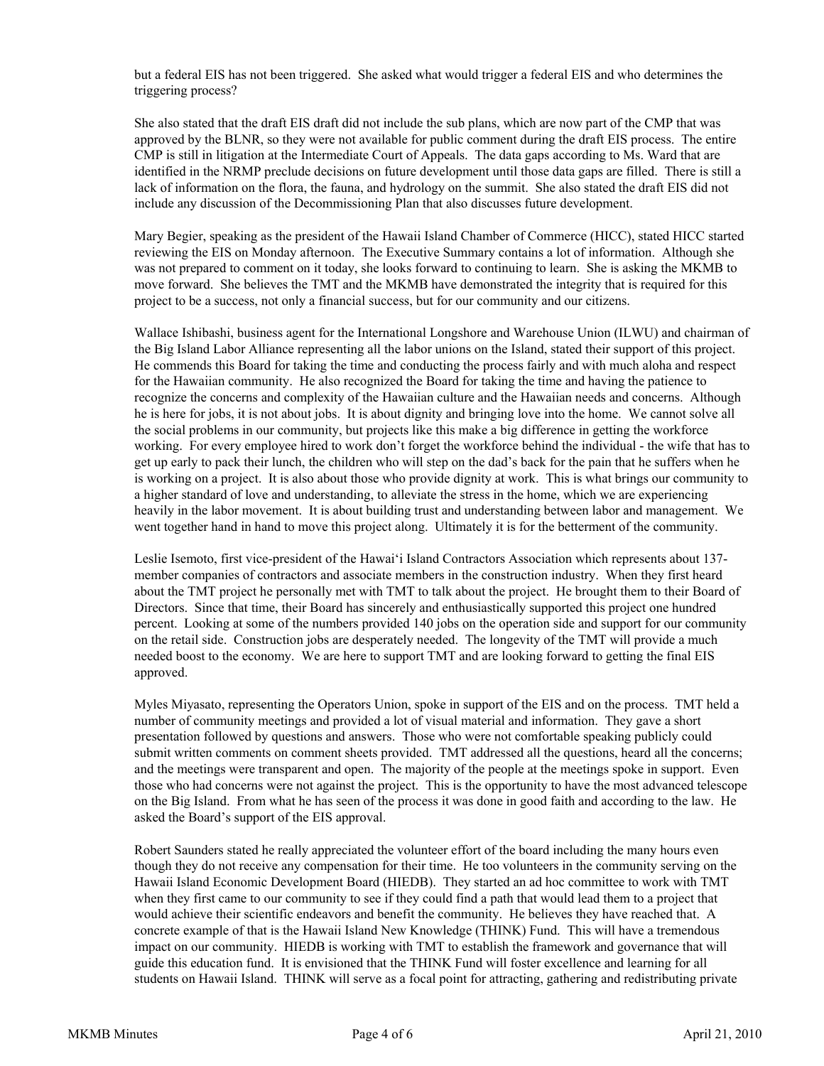but a federal EIS has not been triggered. She asked what would trigger a federal EIS and who determines the triggering process?

She also stated that the draft EIS draft did not include the sub plans, which are now part of the CMP that was approved by the BLNR, so they were not available for public comment during the draft EIS process. The entire CMP is still in litigation at the Intermediate Court of Appeals. The data gaps according to Ms. Ward that are identified in the NRMP preclude decisions on future development until those data gaps are filled. There is still a lack of information on the flora, the fauna, and hydrology on the summit. She also stated the draft EIS did not include any discussion of the Decommissioning Plan that also discusses future development.

Mary Begier, speaking as the president of the Hawaii Island Chamber of Commerce (HICC), stated HICC started reviewing the EIS on Monday afternoon. The Executive Summary contains a lot of information. Although she was not prepared to comment on it today, she looks forward to continuing to learn. She is asking the MKMB to move forward. She believes the TMT and the MKMB have demonstrated the integrity that is required for this project to be a success, not only a financial success, but for our community and our citizens.

Wallace Ishibashi, business agent for the International Longshore and Warehouse Union (ILWU) and chairman of the Big Island Labor Alliance representing all the labor unions on the Island, stated their support of this project. He commends this Board for taking the time and conducting the process fairly and with much aloha and respect for the Hawaiian community. He also recognized the Board for taking the time and having the patience to recognize the concerns and complexity of the Hawaiian culture and the Hawaiian needs and concerns. Although he is here for jobs, it is not about jobs. It is about dignity and bringing love into the home. We cannot solve all the social problems in our community, but projects like this make a big difference in getting the workforce working. For every employee hired to work don't forget the workforce behind the individual - the wife that has to get up early to pack their lunch, the children who will step on the dad's back for the pain that he suffers when he is working on a project. It is also about those who provide dignity at work. This is what brings our community to a higher standard of love and understanding, to alleviate the stress in the home, which we are experiencing heavily in the labor movement. It is about building trust and understanding between labor and management. We went together hand in hand to move this project along. Ultimately it is for the betterment of the community.

Leslie Isemoto, first vice-president of the Hawaiʻi Island Contractors Association which represents about 137-member companies of contractors and associate members in the construction industry. When they first heard about the TMT project he personally met with TMT to talk about the project. He brought them to their Board of Directors. Since that time, their Board has sincerely and enthusiastically supported this project one hundred percent. Looking at some of the numbers provided 140 jobs on the operation side and support for our community on the retail side. Construction jobs are desperately needed. The longevity of the TMT will provide a much needed boost to the economy. We are here to support TMT and are looking forward to getting the final EIS approved.

Myles Miyasato, representing the Operators Union, spoke in support of the EIS and on the process. TMT held a number of community meetings and provided a lot of visual material and information. They gave a short presentation followed by questions and answers. Those who were not comfortable speaking publicly could submit written comments on comment sheets provided. TMT addressed all the questions, heard all the concerns; and the meetings were transparent and open. The majority of the people at the meetings spoke in support. Even those who had concerns were not against the project. This is the opportunity to have the most advanced telescope on the Big Island. From what he has seen of the process it was done in good faith and according to the law. He asked the Board's support of the EIS approval.

Robert Saunders stated he really appreciated the volunteer effort of the board including the many hours even though they do not receive any compensation for their time. He too volunteers in the community serving on the Hawaii Island Economic Development Board (HIEDB). They started an ad hoc committee to work with TMT when they first came to our community to see if they could find a path that would lead them to a project that would achieve their scientific endeavors and benefit the community. He believes they have reached that. A concrete example of that is the Hawaii Island New Knowledge (THINK) Fund. This will have a tremendous impact on our community. HIEDB is working with TMT to establish the framework and governance that will guide this education fund. It is envisioned that the THINK Fund will foster excellence and learning for all students on Hawaii Island. THINK will serve as a focal point for attracting, gathering and redistributing private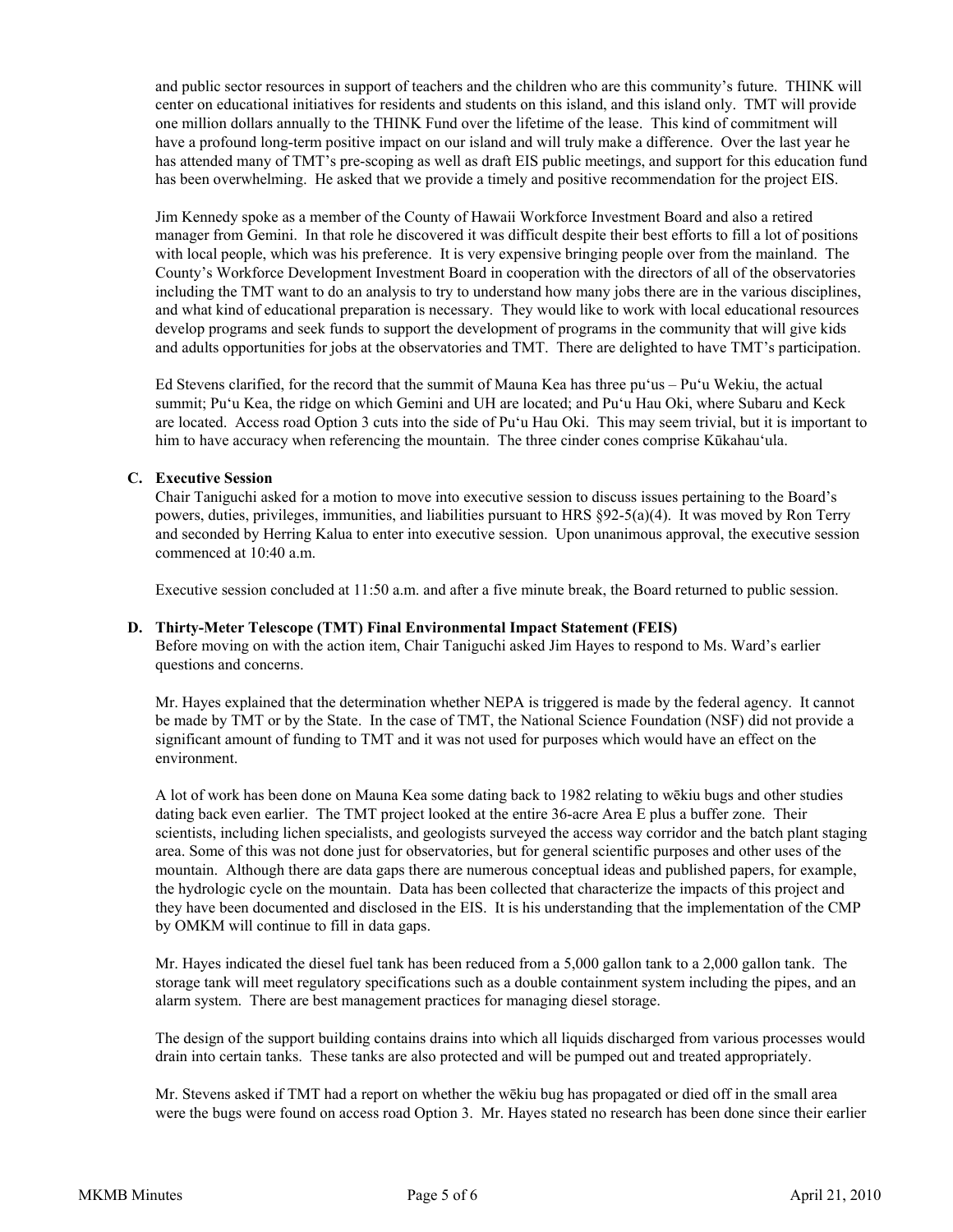and public sector resources in support of teachers and the children who are this community's future. THINK will center on educational initiatives for residents and students on this island, and this island only. TMT will provide one million dollars annually to the THINK Fund over the lifetime of the lease. This kind of commitment will have a profound long-term positive impact on our island and will truly make a difference. Over the last year he has attended many of TMT's pre-scoping as well as draft EIS public meetings, and support for this education fund has been overwhelming. He asked that we provide a timely and positive recommendation for the project EIS.

Jim Kennedy spoke as a member of the County of Hawaii Workforce Investment Board and also a retired manager from Gemini. In that role he discovered it was difficult despite their best efforts to fill a lot of positions with local people, which was his preference. It is very expensive bringing people over from the mainland. The County's Workforce Development Investment Board in cooperation with the directors of all of the observatories including the TMT want to do an analysis to try to understand how many jobs there are in the various disciplines, and what kind of educational preparation is necessary. They would like to work with local educational resources develop programs and seek funds to support the development of programs in the community that will give kids and adults opportunities for jobs at the observatories and TMT. There are delighted to have TMT's participation.

Ed Stevens clarified, for the record that the summit of Mauna Kea has three puʻus – Puʻu Wekiu, the actual summit; Puʻu Kea, the ridge on which Gemini and UH are located; and Puʻu Hau Oki, where Subaru and Keck are located. Access road Option 3 cuts into the side of Puʻu Hau Oki. This may seem trivial, but it is important to him to have accuracy when referencing the mountain. The three cinder cones comprise Kūkahauʻula.

**C. Executive Session**

Chair Taniguchi asked for a motion to move into executive session to discuss issues pertaining to the Board's powers, duties, privileges, immunities, and liabilities pursuant to HRS §92-5(a)(4). It was moved by Ron Terry and seconded by Herring Kalua to enter into executive session. Upon unanimous approval, the executive session commenced at 10:40 a.m.

Executive session concluded at 11:50 a.m. and after a five minute break, the Board returned to public session.

**D. Thirty-Meter Telescope (TMT) Final Environmental Impact Statement (FEIS)**

Before moving on with the action item, Chair Taniguchi asked Jim Hayes to respond to Ms. Ward's earlier questions and concerns.

Mr. Hayes explained that the determination whether NEPA is triggered is made by the federal agency. It cannot be made by TMT or by the State. In the case of TMT, the National Science Foundation (NSF) did not provide a significant amount of funding to TMT and it was not used for purposes which would have an effect on the environment.

A lot of work has been done on Mauna Kea some dating back to 1982 relating to wēkiu bugs and other studies dating back even earlier. The TMT project looked at the entire 36-acre Area E plus a buffer zone. Their scientists, including lichen specialists, and geologists surveyed the access way corridor and the batch plant staging area. Some of this was not done just for observatories, but for general scientific purposes and other uses of the mountain. Although there are data gaps there are numerous conceptual ideas and published papers, for example, the hydrologic cycle on the mountain. Data has been collected that characterize the impacts of this project and they have been documented and disclosed in the EIS. It is his understanding that the implementation of the CMP by OMKM will continue to fill in data gaps.

Mr. Hayes indicated the diesel fuel tank has been reduced from a 5,000 gallon tank to a 2,000 gallon tank. The storage tank will meet regulatory specifications such as a double containment system including the pipes, and an alarm system. There are best management practices for managing diesel storage.

The design of the support building contains drains into which all liquids discharged from various processes would drain into certain tanks. These tanks are also protected and will be pumped out and treated appropriately.

Mr. Stevens asked if TMT had a report on whether the wēkiu bug has propagated or died off in the small area were the bugs were found on access road Option 3. Mr. Hayes stated no research has been done since their earlier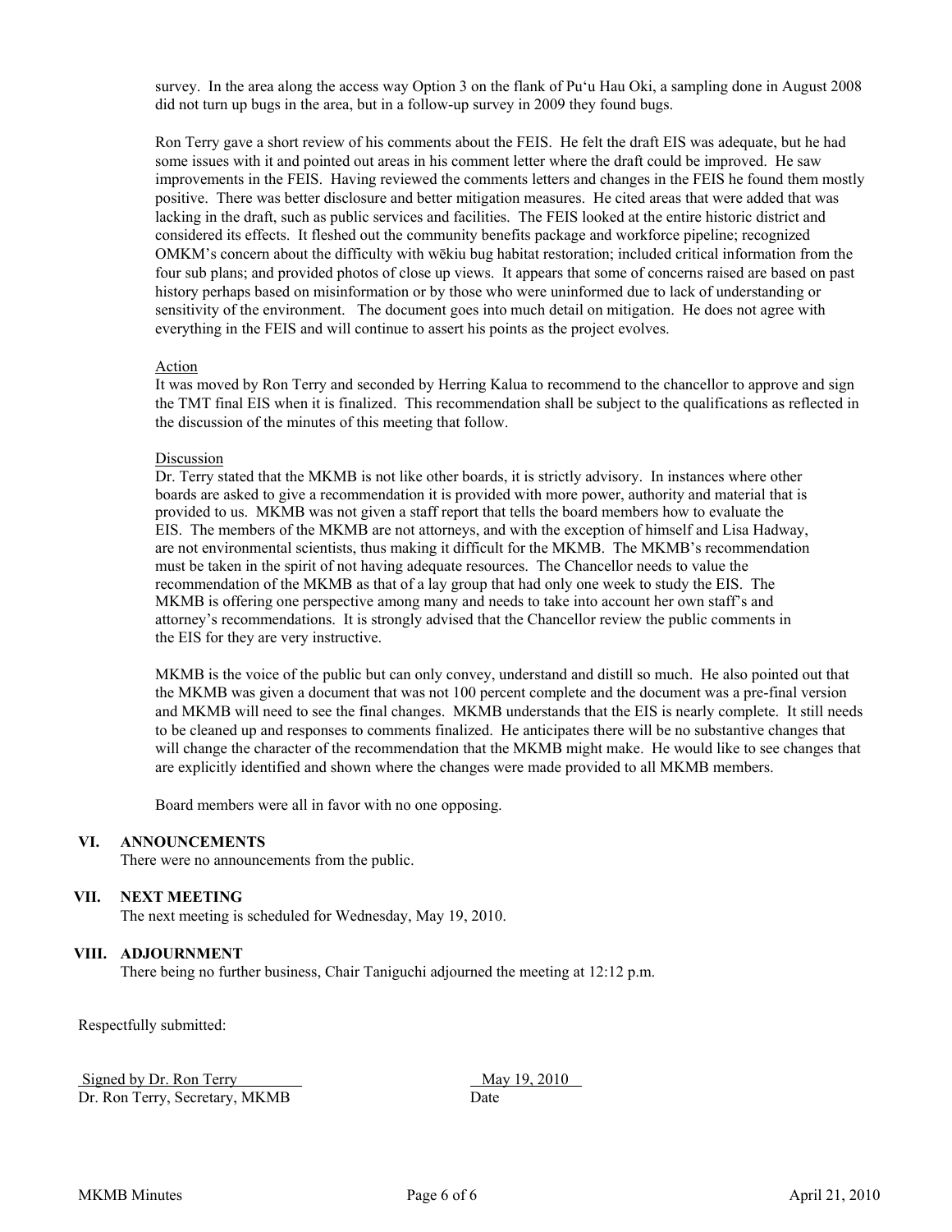survey. In the area along the access way Option 3 on the flank of Pu'u Hau Oki, a sampling done in August 2008 did not turn up bugs in the area, but in a follow-up survey in 2009 they found bugs.

Ron Terry gave a short review of his comments about the FEIS. He felt the draft EIS was adequate, but he had some issues with it and pointed out areas in his comment letter where the draft could be improved. He saw improvements in the FEIS. Having reviewed the comments letters and changes in the FEIS he found them mostly positive. There was better disclosure and better mitigation measures. He cited areas that were added that was lacking in the draft, such as public services and facilities. The FEIS looked at the entire historic district and considered its effects. It fleshed out the community benefits package and workforce pipeline; recognized OMKM's concern about the difficulty with wēkiu bug habitat restoration; included critical information from the four sub plans; and provided photos of close up views. It appears that some of concerns raised are based on past history perhaps based on misinformation or by those who were uninformed due to lack of understanding or sensitivity of the environment. The document goes into much detail on mitigation. He does not agree with everything in the FEIS and will continue to assert his points as the project evolves.

Action

It was moved by Ron Terry and seconded by Herring Kalua to recommend to the chancellor to approve and sign the TMT final EIS when it is finalized. This recommendation shall be subject to the qualifications as reflected in the discussion of the minutes of this meeting that follow.

Discussion

Dr. Terry stated that the MKMB is not like other boards, it is strictly advisory. In instances where other boards are asked to give a recommendation it is provided with more power, authority and material that is provided to us. MKMB was not given a staff report that tells the board members how to evaluate the EIS. The members of the MKMB are not attorneys, and with the exception of himself and Lisa Hadway, are not environmental scientists, thus making it difficult for the MKMB. The MKMB's recommendation must be taken in the spirit of not having adequate resources. The Chancellor needs to value the recommendation of the MKMB as that of a lay group that had only one week to study the EIS. The MKMB is offering one perspective among many and needs to take into account her own staff's and attorney's recommendations. It is strongly advised that the Chancellor review the public comments in the EIS for they are very instructive.

MKMB is the voice of the public but can only convey, understand and distill so much. He also pointed out that the MKMB was given a document that was not 100 percent complete and the document was a pre-final version and MKMB will need to see the final changes. MKMB understands that the EIS is nearly complete. It still needs to be cleaned up and responses to comments finalized. He anticipates there will be no substantive changes that will change the character of the recommendation that the MKMB might make. He would like to see changes that are explicitly identified and shown where the changes were made provided to all MKMB members.

Board members were all in favor with no one opposing.

## VI. ANNOUNCEMENTS

There were no announcements from the public.

## VII. NEXT MEETING

The next meeting is scheduled for Wednesday, May 19, 2010.

## VIII. ADJOURNMENT

There being no further business, Chair Taniguchi adjourned the meeting at 12:12 p.m.

Respectfully submitted:

Signed by Dr. Ron Terry
Dr. Ron Terry, Secretary, MKMB

May 19, 2010
Date